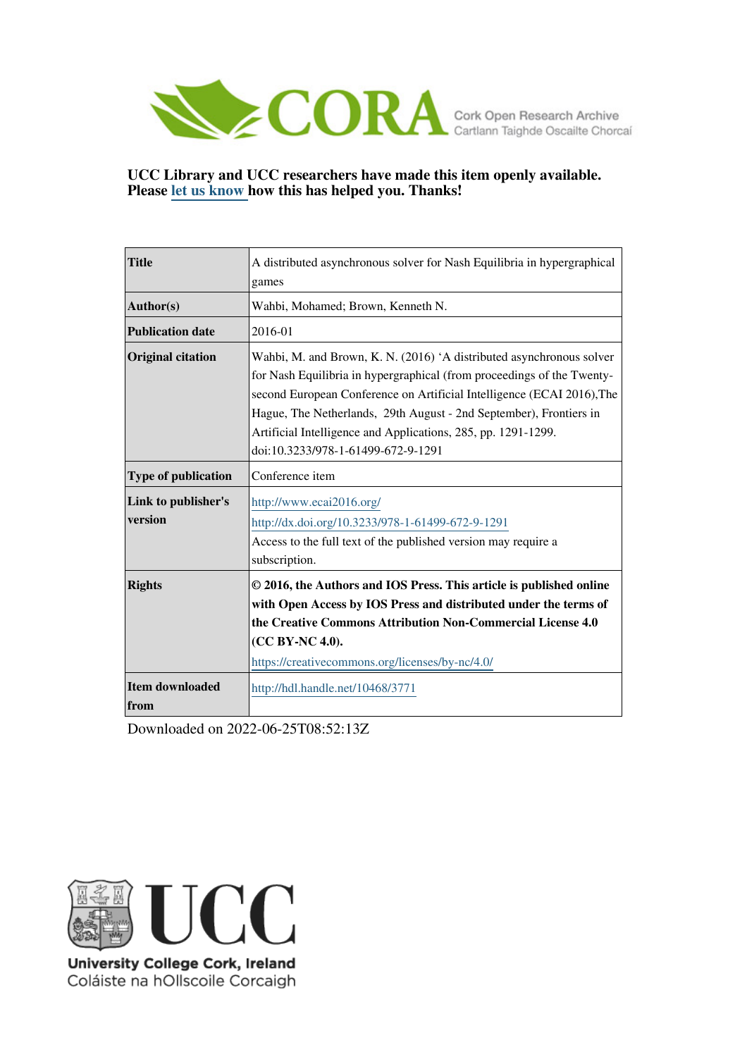UCC Library and UCC researchers have made this item openly available. Please let us know how this has helped you. Thanks!

| | |
|---|---|
| **Title** | A distributed asynchronous solver for Nash Equilibria in hypergraphical games |
| **Author(s)** | Wahbi, Mohamed; Brown, Kenneth N. |
| **Publication date** | 2016-01 |
| **Original citation** | Wahbi, M. and Brown, K. N. (2016) 'A distributed asynchronous solver for Nash Equilibria in hypergraphical (from proceedings of the Twenty-second European Conference on Artificial Intelligence (ECAI 2016),The Hague, The Netherlands, 29th August - 2nd September), Frontiers in Artificial Intelligence and Applications, 285, pp. 1291-1299. doi:10.3233/978-1-61499-672-9-1291 |
| **Type of publication** | Conference item |
| **Link to publisher's version** | http://www.ecai2016.org/<br>http://dx.doi.org/10.3233/978-1-61499-672-9-1291<br>Access to the full text of the published version may require a subscription. |
| **Rights** | **© 2016, the Authors and IOS Press. This article is published online with Open Access by IOS Press and distributed under the terms of the Creative Commons Attribution Non-Commercial License 4.0 (CC BY-NC 4.0).**<br>https://creativecommons.org/licenses/by-nc/4.0/ |
| **Item downloaded from** | http://hdl.handle.net/10468/3771 |

Downloaded on 2022-06-25T08:52:13Z

University College Cork, Ireland
Coláiste na hOllscoile Corcaigh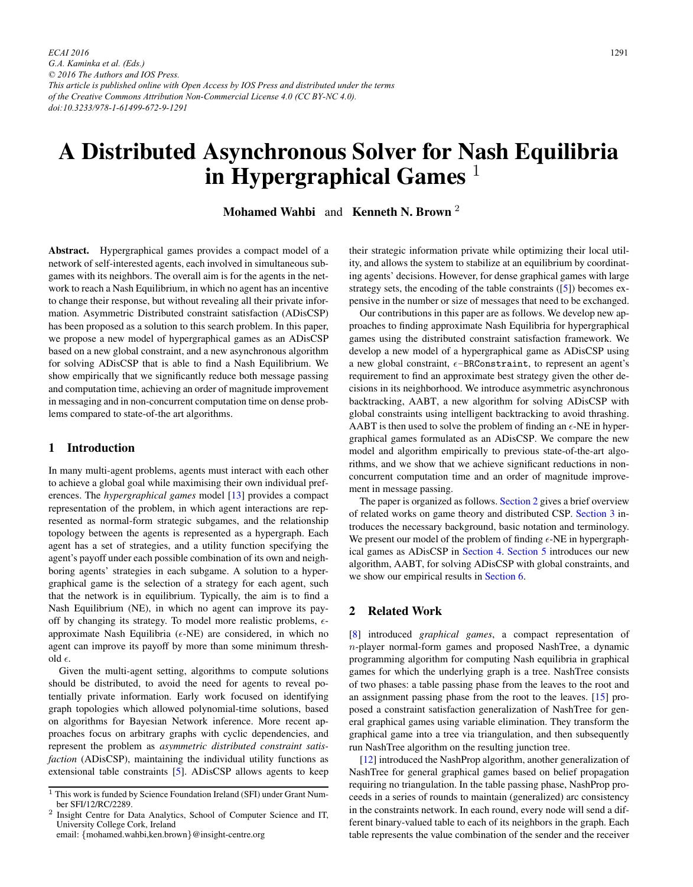# A Distributed Asynchronous Solver for Nash Equilibria in Hypergraphical Games [1]

**Mohamed Wahbi** and **Kenneth N. Brown** [2]

**Abstract.** Hypergraphical games provides a compact model of a network of self-interested agents, each involved in simultaneous subgames with its neighbors. The overall aim is for the agents in the network to reach a Nash Equilibrium, in which no agent has an incentive to change their response, but without revealing all their private information. Asymmetric Distributed constraint satisfaction (ADisCSP) has been proposed as a solution to this search problem. In this paper, we propose a new model of hypergraphical games as an ADisCSP based on a new global constraint, and a new asynchronous algorithm for solving ADisCSP that is able to find a Nash Equilibrium. We show empirically that we significantly reduce both message passing and computation time, achieving an order of magnitude improvement in messaging and in non-concurrent computation time on dense problems compared to state-of-the art algorithms.

## 1 Introduction

In many multi-agent problems, agents must interact with each other to achieve a global goal while maximising their own individual preferences. The *hypergraphical games* model [13] provides a compact representation of the problem, in which agent interactions are represented as normal-form strategic subgames, and the relationship topology between the agents is represented as a hypergraph. Each agent has a set of strategies, and a utility function specifying the agent's payoff under each possible combination of its own and neighboring agents' strategies in each subgame. A solution to a hypergraphical game is the selection of a strategy for each agent, such that the network is in equilibrium. Typically, the aim is to find a Nash Equilibrium (NE), in which no agent can improve its payoff by changing its strategy. To model more realistic problems, $\epsilon$-approximate Nash Equilibria ($\epsilon$-NE) are considered, in which no agent can improve its payoff by more than some minimum threshold $\epsilon$.

Given the multi-agent setting, algorithms to compute solutions should be distributed, to avoid the need for agents to reveal potentially private information. Early work focused on identifying graph topologies which allowed polynomial-time solutions, based on algorithms for Bayesian Network inference. More recent approaches focus on arbitrary graphs with cyclic dependencies, and represent the problem as *asymmetric distributed constraint satisfaction* (ADisCSP), maintaining the individual utility functions as extensional table constraints [5]. ADisCSP allows agents to keep their strategic information private while optimizing their local utility, and allows the system to stabilize at an equilibrium by coordinating agents' decisions. However, for dense graphical games with large strategy sets, the encoding of the table constraints ([5]) becomes expensive in the number or size of messages that need to be exchanged.

Our contributions in this paper are as follows. We develop new approaches to finding approximate Nash Equilibria for hypergraphical games using the distributed constraint satisfaction framework. We develop a new model of a hypergraphical game as ADisCSP using a new global constraint, $\epsilon$-BRConstraint, to represent an agent's requirement to find an approximate best strategy given the other decisions in its neighborhood. We introduce asymmetric asynchronous backtracking, AABT, a new algorithm for solving ADisCSP with global constraints using intelligent backtracking to avoid thrashing. AABT is then used to solve the problem of finding an $\epsilon$-NE in hypergraphical games formulated as an ADisCSP. We compare the new model and algorithm empirically to previous state-of-the-art algorithms, and we show that we achieve significant reductions in non-concurrent computation time and an order of magnitude improvement in message passing.

The paper is organized as follows. Section 2 gives a brief overview of related works on game theory and distributed CSP. Section 3 introduces the necessary background, basic notation and terminology. We present our model of the problem of finding $\epsilon$-NE in hypergraphical games as ADisCSP in Section 4. Section 5 introduces our new algorithm, AABT, for solving ADisCSP with global constraints, and we show our empirical results in Section 6.

## 2 Related Work

[8] introduced *graphical games*, a compact representation of $n$-player normal-form games and proposed NashTree, a dynamic programming algorithm for computing Nash equilibria in graphical games for which the underlying graph is a tree. NashTree consists of two phases: a table passing phase from the leaves to the root and an assignment passing phase from the root to the leaves. [15] proposed a constraint satisfaction generalization of NashTree for general graphical games using variable elimination. They transform the graphical game into a tree via triangulation, and then subsequently run NashTree algorithm on the resulting junction tree.

[12] introduced the NashProp algorithm, another generalization of NashTree for general graphical games based on belief propagation requiring no triangulation. In the table passing phase, NashProp proceeds in a series of rounds to maintain (generalized) arc consistency in the constraints network. In each round, every node will send a different binary-valued table to each of its neighbors in the graph. Each table represents the value combination of the sender and the receiver

[1] This work is funded by Science Foundation Ireland (SFI) under Grant Number SFI/12/RC/2289.

[2] Insight Centre for Data Analytics, School of Computer Science and IT, University College Cork, Ireland
email: {mohamed.wahbi,ken.brown}@insight-centre.org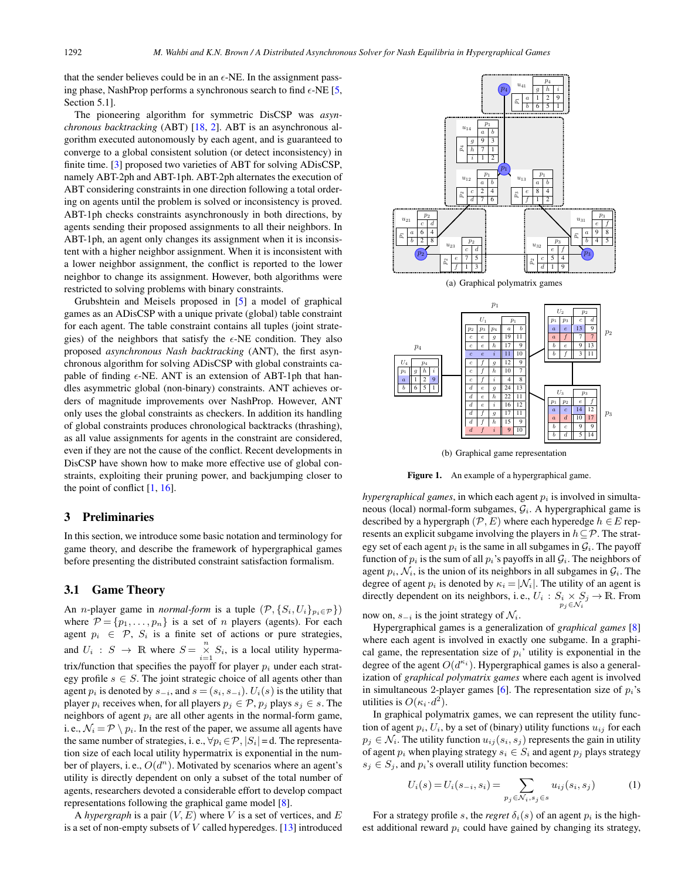that the sender believes could be in an $\epsilon$-NE. In the assignment passing phase, NashProp performs a synchronous search to find $\epsilon$-NE [5, Section 5.1].

The pioneering algorithm for symmetric DisCSP was *asynchronous backtracking* (ABT) [18, 2]. ABT is an asynchronous algorithm executed autonomously by each agent, and is guaranteed to converge to a global consistent solution (or detect inconsistency) in finite time. [3] proposed two varieties of ABT for solving ADisCSP, namely ABT-2ph and ABT-1ph. ABT-2ph alternates the execution of ABT considering constraints in one direction following a total ordering on agents until the problem is solved or inconsistency is proved. ABT-1ph checks constraints asynchronously in both directions, by agents sending their proposed assignments to all their neighbors. In ABT-1ph, an agent only changes its assignment when it is inconsistent with a higher neighbor assignment. When it is inconsistent with a lower neighbor assignment, the conflict is reported to the lower neighbor to change its assignment. However, both algorithms were restricted to solving problems with binary constraints.

Grubshtein and Meisels proposed in [5] a model of graphical games as an ADisCSP with a unique private (global) table constraint for each agent. The table constraint contains all tuples (joint strategies) of the neighbors that satisfy the $\epsilon$-NE condition. They also proposed *asynchronous Nash backtracking* (ANT), the first asynchronous algorithm for solving ADisCSP with global constraints capable of finding $\epsilon$-NE. ANT is an extension of ABT-1ph that handles asymmetric global (non-binary) constraints. ANT achieves orders of magnitude improvements over NashProp. However, ANT only uses the global constraints as checkers. In addition its handling of global constraints produces chronological backtracks (thrashing), as all value assignments for agents in the constraint are considered, even if they are not the cause of the conflict. Recent developments in DisCSP have shown how to make more effective use of global constraints, exploiting their pruning power, and backjumping closer to the point of conflict [1, 16].

## 3 Preliminaries

In this section, we introduce some basic notation and terminology for game theory, and describe the framework of hypergraphical games before presenting the distributed constraint satisfaction formalism.

### 3.1 Game Theory

An $n$-player game in *normal-form* is a tuple $(\mathcal{P}, \{S_i, U_i\}_{p_i \in \mathcal{P}})$ where $\mathcal{P} = \{p_1, \ldots, p_n\}$ is a set of $n$ players (agents). For each agent $p_i \in \mathcal{P}$, $S_i$ is a finite set of actions or pure strategies, and $U_i : S \rightarrow \mathbb{R}$ where $S = \bigtimes_{i=1}^{n} S_i$, is a local utility hypermatrix/function that specifies the payoff for player $p_i$ under each strategy profile $s \in S$. The joint strategic choice of all agents other than agent $p_i$ is denoted by $s_{-i}$, and $s = (s_i, s_{-i})$. $U_i(s)$ is the utility that player $p_i$ receives when, for all players $p_j \in \mathcal{P}$, $p_j$ plays $s_j \in s$. The neighbors of agent $p_i$ are all other agents in the normal-form game, i.e., $\mathcal{N}_i = \mathcal{P} \setminus p_i$. In the rest of the paper, we assume all agents have the same number of strategies, i.e., $\forall p_i \in \mathcal{P}, |S_i| = \mathrm{d}$. The representation size of each local utility hypermatrix is exponential in the number of players, i.e., $O(d^n)$. Motivated by scenarios where an agent's utility is directly dependent on only a subset of the total number of agents, researchers devoted a considerable effort to develop compact representations following the graphical game model [8].

A *hypergraph* is a pair $(V, E)$ where $V$ is a set of vertices, and $E$ is a set of non-empty subsets of $V$ called hyperedges. [13] introduced

(a) Graphical polymatrix games

(b) Graphical game representation

**Figure 1.** An example of a hypergraphical game.

*hypergraphical games*, in which each agent $p_i$ is involved in simultaneous (local) normal-form subgames, $\mathcal{G}_i$. A hypergraphical game is described by a hypergraph $(\mathcal{P}, E)$ where each hyperedge $h \in E$ represents an explicit subgame involving the players in $h \subseteq \mathcal{P}$. The strategy set of each agent $p_i$ is the same in all subgames in $\mathcal{G}_i$. The payoff function of $p_i$ is the sum of all $p_i$'s payoffs in all $\mathcal{G}_i$. The neighbors of agent $p_i$, $\mathcal{N}_i$, is the union of its neighbors in all subgames in $\mathcal{G}_i$. The degree of agent $p_i$ is denoted by $\kappa_i = |\mathcal{N}_i|$. The utility of an agent is directly dependent on its neighbors, i.e., $U_i : S_i \times \bigtimes_{p_j \in \mathcal{N}_i} S_j \rightarrow \mathbb{R}$. From now on, $s_{-i}$ is the joint strategy of $\mathcal{N}_i$.

Hypergraphical games is a generalization of *graphical games* [8] where each agent is involved in exactly one subgame. In a graphical game, the representation size of $p_i$' utility is exponential in the degree of the agent $O(d^{\kappa_i})$. Hypergraphical games is also a generalization of *graphical polymatrix games* where each agent is involved in simultaneous 2-player games [6]. The representation size of $p_i$'s utilities is $O(\kappa_i \cdot d^2)$.

In graphical polymatrix games, we can represent the utility function of agent $p_i$, $U_i$, by a set of (binary) utility functions $u_{ij}$ for each $p_j \in \mathcal{N}_i$. The utility function $u_{ij}(s_i, s_j)$ represents the gain in utility of agent $p_i$ when playing strategy $s_i \in S_i$ and agent $p_j$ plays strategy $s_j \in S_j$, and $p_i$'s overall utility function becomes:

$$U_i(s) = U_i(s_{-i}, s_i) = \sum_{p_j \in \mathcal{N}_i, s_j \in s} u_{ij}(s_i, s_j) \tag{1}$$

For a strategy profile $s$, the *regret* $\delta_i(s)$ of an agent $p_i$ is the highest additional reward $p_i$ could have gained by changing its strategy,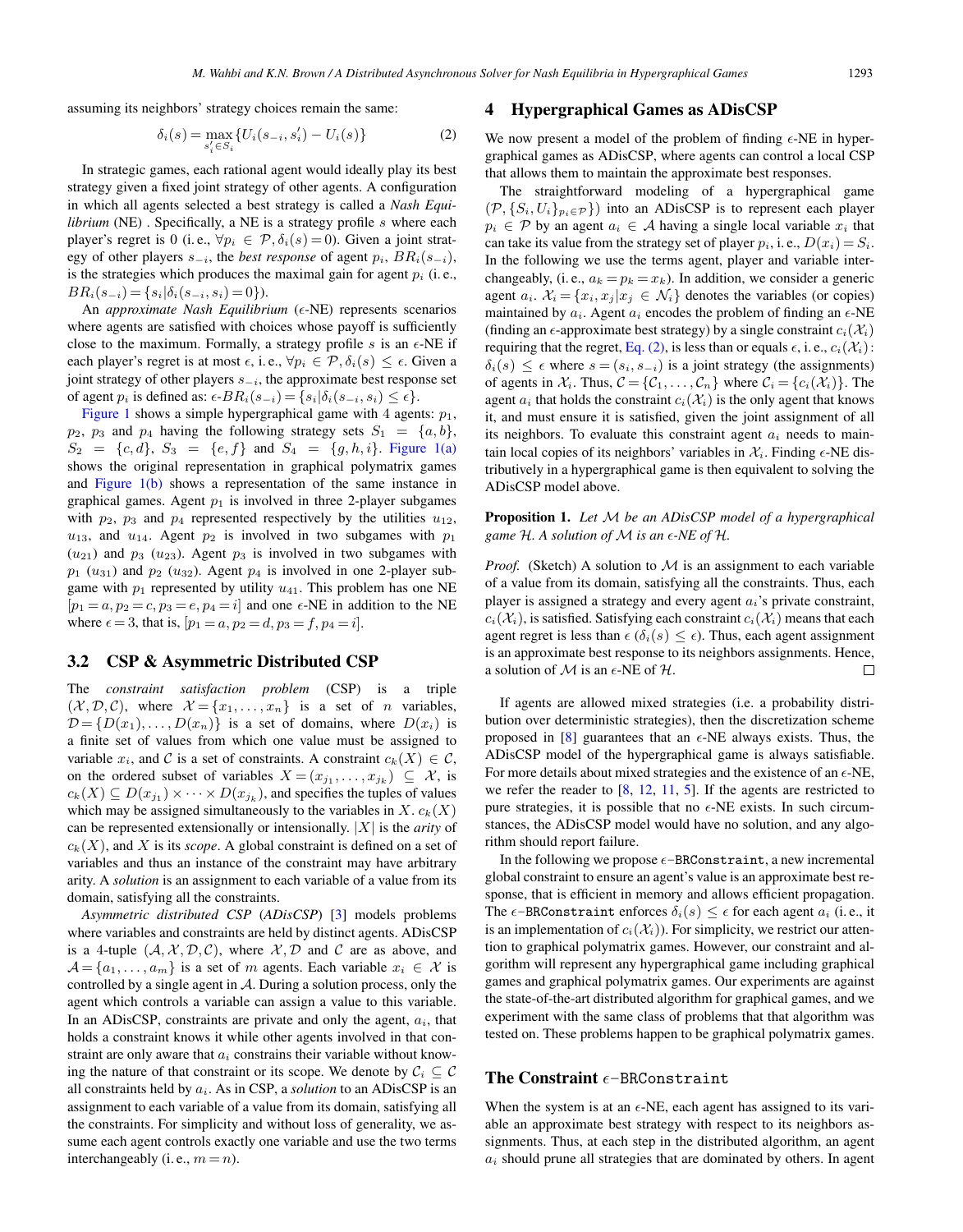assuming its neighbors' strategy choices remain the same:

$$\delta_i(s) = \max_{s'_i \in S_i} \{U_i(s_{-i}, s'_i) - U_i(s)\} \tag{2}$$

In strategic games, each rational agent would ideally play its best strategy given a fixed joint strategy of other agents. A configuration in which all agents selected a best strategy is called a *Nash Equilibrium* (NE) . Specifically, a NE is a strategy profile $s$ where each player's regret is 0 (i. e., $\forall p_i \in \mathcal{P}, \delta_i(s) = 0$). Given a joint strategy of other players $s_{-i}$, the *best response* of agent $p_i$, $BR_i(s_{-i})$, is the strategies which produces the maximal gain for agent $p_i$ (i. e., $BR_i(s_{-i}) = \{s_i | \delta_i(s_{-i}, s_i) = 0\}$).

An *approximate Nash Equilibrium* ($\epsilon$-NE) represents scenarios where agents are satisfied with choices whose payoff is sufficiently close to the maximum. Formally, a strategy profile $s$ is an $\epsilon$-NE if each player's regret is at most $\epsilon$, i. e., $\forall p_i \in \mathcal{P}, \delta_i(s) \leq \epsilon$. Given a joint strategy of other players $s_{-i}$, the approximate best response set of agent $p_i$ is defined as: $\epsilon$-$BR_i(s_{-i}) = \{s_i | \delta_i(s_{-i}, s_i) \leq \epsilon\}$.

Figure 1 shows a simple hypergraphical game with 4 agents: $p_1$, $p_2$, $p_3$ and $p_4$ having the following strategy sets $S_1 = \{a, b\}$, $S_2 = \{c, d\}$, $S_3 = \{e, f\}$ and $S_4 = \{g, h, i\}$. Figure 1(a) shows the original representation in graphical polymatrix games and Figure 1(b) shows a representation of the same instance in graphical games. Agent $p_1$ is involved in three 2-player subgames with $p_2$, $p_3$ and $p_4$ represented respectively by the utilities $u_{12}$, $u_{13}$, and $u_{14}$. Agent $p_2$ is involved in two subgames with $p_1$ ($u_{21}$) and $p_3$ ($u_{23}$). Agent $p_3$ is involved in two subgames with $p_1$ ($u_{31}$) and $p_2$ ($u_{32}$). Agent $p_4$ is involved in one 2-player subgame with $p_1$ represented by utility $u_{41}$. This problem has one NE $[p_1 = a, p_2 = c, p_3 = e, p_4 = i]$ and one $\epsilon$-NE in addition to the NE where $\epsilon = 3$, that is, $[p_1 = a, p_2 = d, p_3 = f, p_4 = i]$.

## 3.2 CSP & Asymmetric Distributed CSP

The *constraint satisfaction problem* (CSP) is a triple $(\mathcal{X}, \mathcal{D}, \mathcal{C})$, where $\mathcal{X} = \{x_1, \ldots, x_n\}$ is a set of $n$ variables, $\mathcal{D} = \{D(x_1), \ldots, D(x_n)\}$ is a set of domains, where $D(x_i)$ is a finite set of values from which one value must be assigned to variable $x_i$, and $\mathcal{C}$ is a set of constraints. A constraint $c_k(X) \in \mathcal{C}$, on the ordered subset of variables $X = (x_{j_1}, \ldots, x_{j_k}) \subseteq \mathcal{X}$, is $c_k(X) \subseteq D(x_{j_1}) \times \cdots \times D(x_{j_k})$, and specifies the tuples of values which may be assigned simultaneously to the variables in $X$. $c_k(X)$ can be represented extensionally or intensionally. $|X|$ is the *arity* of $c_k(X)$, and $X$ is its *scope*. A global constraint is defined on a set of variables and thus an instance of the constraint may have arbitrary arity. A *solution* is an assignment to each variable of a value from its domain, satisfying all the constraints.

*Asymmetric distributed CSP* (*ADisCSP*) [3] models problems where variables and constraints are held by distinct agents. ADisCSP is a 4-tuple $(\mathcal{A}, \mathcal{X}, \mathcal{D}, \mathcal{C})$, where $\mathcal{X}, \mathcal{D}$ and $\mathcal{C}$ are as above, and $\mathcal{A} = \{a_1, \ldots, a_m\}$ is a set of $m$ agents. Each variable $x_i \in \mathcal{X}$ is controlled by a single agent in $\mathcal{A}$. During a solution process, only the agent which controls a variable can assign a value to this variable. In an ADisCSP, constraints are private and only the agent, $a_i$, that holds a constraint knows it while other agents involved in that constraint are only aware that $a_i$ constrains their variable without knowing the nature of that constraint or its scope. We denote by $\mathcal{C}_i \subseteq \mathcal{C}$ all constraints held by $a_i$. As in CSP, a *solution* to an ADisCSP is an assignment to each variable of a value from its domain, satisfying all the constraints. For simplicity and without loss of generality, we assume each agent controls exactly one variable and use the two terms interchangeably (i. e., $m = n$).

# 4 Hypergraphical Games as ADisCSP

We now present a model of the problem of finding $\epsilon$-NE in hypergraphical games as ADisCSP, where agents can control a local CSP that allows them to maintain the approximate best responses.

The straightforward modeling of a hypergraphical game $(\mathcal{P}, \{S_i, U_i\}_{p_i \in \mathcal{P}})$ into an ADisCSP is to represent each player $p_i \in \mathcal{P}$ by an agent $a_i \in \mathcal{A}$ having a single local variable $x_i$ that can take its value from the strategy set of player $p_i$, i. e., $D(x_i) = S_i$. In the following we use the terms agent, player and variable interchangeably, (i. e., $a_k = p_k = x_k$). In addition, we consider a generic agent $a_i$. $\mathcal{X}_i = \{x_i, x_j | x_j \in \mathcal{N}_i\}$ denotes the variables (or copies) maintained by $a_i$. Agent $a_i$ encodes the problem of finding an $\epsilon$-NE (finding an $\epsilon$-approximate best strategy) by a single constraint $c_i(\mathcal{X}_i)$ requiring that the regret, Eq. (2), is less than or equals $\epsilon$, i. e., $c_i(\mathcal{X}_i)$: $\delta_i(s) \leq \epsilon$ where $s = (s_i, s_{-i})$ is a joint strategy (the assignments) of agents in $\mathcal{X}_i$. Thus, $\mathcal{C} = \{\mathcal{C}_1, \ldots, \mathcal{C}_n\}$ where $\mathcal{C}_i = \{c_i(\mathcal{X}_i)\}$. The agent $a_i$ that holds the constraint $c_i(\mathcal{X}_i)$ is the only agent that knows it, and must ensure it is satisfied, given the joint assignment of all its neighbors. To evaluate this constraint agent $a_i$ needs to maintain local copies of its neighbors' variables in $\mathcal{X}_i$. Finding $\epsilon$-NE distributively in a hypergraphical game is then equivalent to solving the ADisCSP model above.

**Proposition 1.** *Let $\mathcal{M}$ be an ADisCSP model of a hypergraphical game $\mathcal{H}$. A solution of $\mathcal{M}$ is an $\epsilon$-NE of $\mathcal{H}$.*

*Proof.* (Sketch) A solution to $\mathcal{M}$ is an assignment to each variable of a value from its domain, satisfying all the constraints. Thus, each player is assigned a strategy and every agent $a_i$'s private constraint, $c_i(\mathcal{X}_i)$, is satisfied. Satisfying each constraint $c_i(\mathcal{X}_i)$ means that each agent regret is less than $\epsilon$ ($\delta_i(s) \leq \epsilon$). Thus, each agent assignment is an approximate best response to its neighbors assignments. Hence, a solution of $\mathcal{M}$ is an $\epsilon$-NE of $\mathcal{H}$. □

If agents are allowed mixed strategies (i.e. a probability distribution over deterministic strategies), then the discretization scheme proposed in [8] guarantees that an $\epsilon$-NE always exists. Thus, the ADisCSP model of the hypergraphical game is always satisfiable. For more details about mixed strategies and the existence of an $\epsilon$-NE, we refer the reader to [8, 12, 11, 5]. If the agents are restricted to pure strategies, it is possible that no $\epsilon$-NE exists. In such circumstances, the ADisCSP model would have no solution, and any algorithm should report failure.

In the following we propose $\epsilon$-`BRConstraint`, a new incremental global constraint to ensure an agent's value is an approximate best response, that is efficient in memory and allows efficient propagation. The $\epsilon$-`BRConstraint` enforces $\delta_i(s) \leq \epsilon$ for each agent $a_i$ (i. e., it is an implementation of $c_i(\mathcal{X}_i)$). For simplicity, we restrict our attention to graphical polymatrix games. However, our constraint and algorithm will represent any hypergraphical game including graphical games and graphical polymatrix games. Our experiments are against the state-of-the-art distributed algorithm for graphical games, and we experiment with the same class of problems that that algorithm was tested on. These problems happen to be graphical polymatrix games.

## The Constraint $\epsilon$-`BRConstraint`

When the system is at an $\epsilon$-NE, each agent has assigned to its variable an approximate best strategy with respect to its neighbors assignments. Thus, at each step in the distributed algorithm, an agent $a_i$ should prune all strategies that are dominated by others. In agent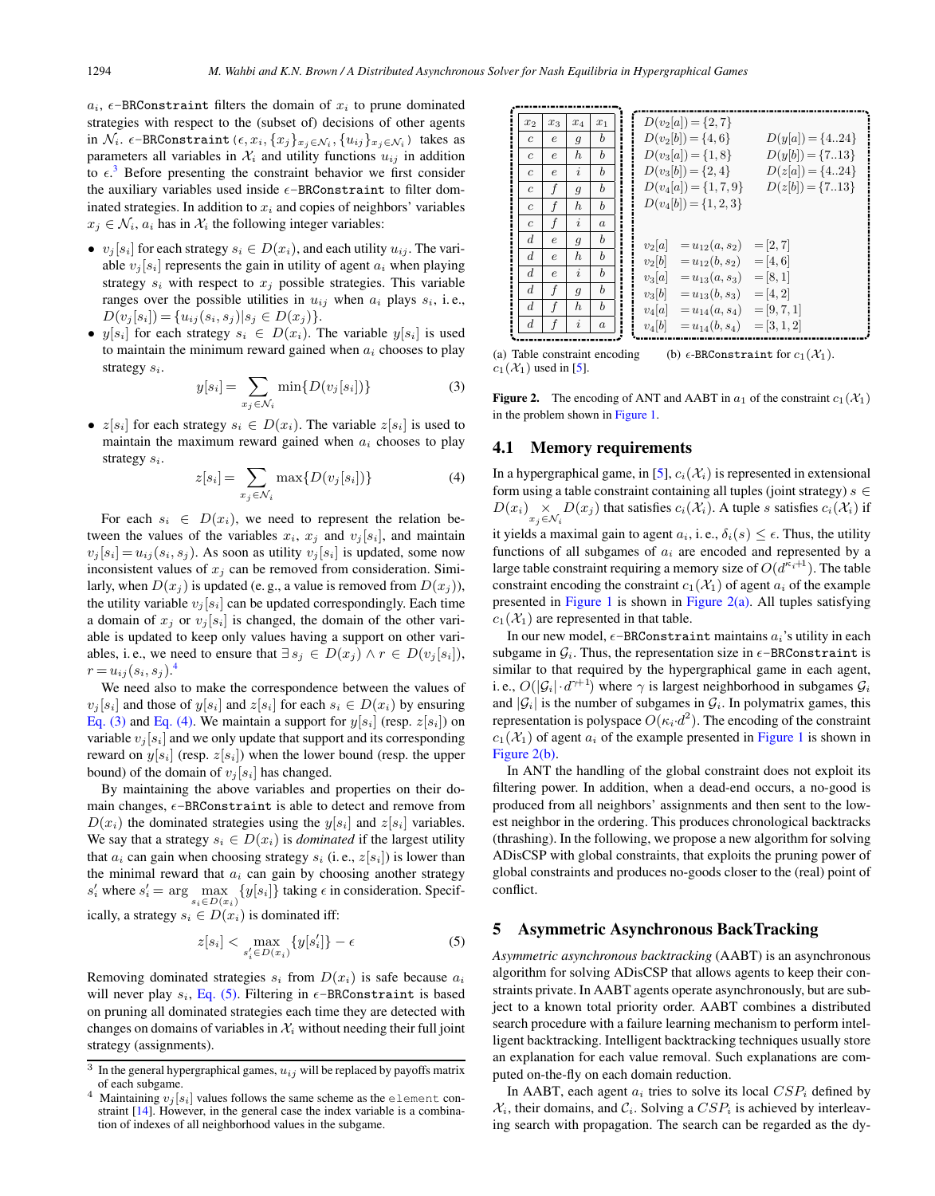$a_i$, $\epsilon$−`BRConstraint` filters the domain of $x_i$ to prune dominated strategies with respect to the (subset of) decisions of other agents in $\mathcal{N}_i$. $\epsilon$−`BRConstraint` $(\epsilon, x_i, \{x_j\}_{x_j \in \mathcal{N}_i}, \{u_{ij}\}_{x_j \in \mathcal{N}_i})$ takes as parameters all variables in $\mathcal{X}_i$ and utility functions $u_{ij}$ in addition to $\epsilon$.[3] Before presenting the constraint behavior we first consider the auxiliary variables used inside $\epsilon$−`BRConstraint` to filter dominated strategies. In addition to $x_i$ and copies of neighbors' variables $x_j \in \mathcal{N}_i$, $a_i$ has in $\mathcal{X}_i$ the following integer variables:

- $v_j[s_i]$ for each strategy $s_i \in D(x_i)$, and each utility $u_{ij}$. The variable $v_j[s_i]$ represents the gain in utility of agent $a_i$ when playing strategy $s_i$ with respect to $x_j$ possible strategies. This variable ranges over the possible utilities in $u_{ij}$ when $a_i$ plays $s_i$, i. e., $D(v_j[s_i]) = \{u_{ij}(s_i, s_j) | s_j \in D(x_j)\}$.
- $y[s_i]$ for each strategy $s_i \in D(x_i)$. The variable $y[s_i]$ is used to maintain the minimum reward gained when $a_i$ chooses to play strategy $s_i$.

$$y[s_i] = \sum_{x_j \in \mathcal{N}_i} \min\{D(v_j[s_i])\} \qquad (3)$$

- $z[s_i]$ for each strategy $s_i \in D(x_i)$. The variable $z[s_i]$ is used to maintain the maximum reward gained when $a_i$ chooses to play strategy $s_i$.

$$z[s_i] = \sum_{x_j \in \mathcal{N}_i} \max\{D(v_j[s_i])\} \qquad (4)$$

For each $s_i \in D(x_i)$, we need to represent the relation between the values of the variables $x_i$, $x_j$ and $v_j[s_i]$, and maintain $v_j[s_i] = u_{ij}(s_i, s_j)$. As soon as utility $v_j[s_i]$ is updated, some now inconsistent values of $x_j$ can be removed from consideration. Similarly, when $D(x_j)$ is updated (e. g., a value is removed from $D(x_j)$), the utility variable $v_j[s_i]$ can be updated correspondingly. Each time a domain of $x_j$ or $v_j[s_i]$ is changed, the domain of the other variable is updated to keep only values having a support on other variables, i. e., we need to ensure that $\exists\, s_j \in D(x_j) \wedge r \in D(v_j[s_i])$, $r = u_{ij}(s_i, s_j)$.[4]

We need also to make the correspondence between the values of $v_j[s_i]$ and those of $y[s_i]$ and $z[s_i]$ for each $s_i \in D(x_i)$ by ensuring Eq. (3) and Eq. (4). We maintain a support for $y[s_i]$ (resp. $z[s_i]$) on variable $v_j[s_i]$ and we only update that support and its corresponding reward on $y[s_i]$ (resp. $z[s_i]$) when the lower bound (resp. the upper bound) of the domain of $v_j[s_i]$ has changed.

By maintaining the above variables and properties on their domain changes, $\epsilon$−`BRConstraint` is able to detect and remove from $D(x_i)$ the dominated strategies using the $y[s_i]$ and $z[s_i]$ variables. We say that a strategy $s_i \in D(x_i)$ is *dominated* if the largest utility that $a_i$ can gain when choosing strategy $s_i$ (i. e., $z[s_i]$) is lower than the minimal reward that $a_i$ can gain by choosing another strategy $s'_i$ where $s'_i = \arg\max_{s_i \in D(x_i)} \{y[s_i]\}$ taking $\epsilon$ in consideration. Specifically, a strategy $s_i \in D(x_i)$ is dominated iff:

$$z[s_i] < \max_{s'_i \in D(x_i)} \{y[s'_i]\} - \epsilon \qquad (5)$$

Removing dominated strategies $s_i$ from $D(x_i)$ is safe because $a_i$ will never play $s_i$, Eq. (5). Filtering in $\epsilon$−`BRConstraint` is based on pruning all dominated strategies each time they are detected with changes on domains of variables in $\mathcal{X}_i$ without needing their full joint strategy (assignments).

[3] In the general hypergraphical games, $u_{ij}$ will be replaced by payoffs matrix of each subgame.

[4] Maintaining $v_j[s_i]$ values follows the same scheme as the `element` constraint [14]. However, in the general case the index variable is a combination of indexes of all neighborhood values in the subgame.

| $x_2$ | $x_3$ | $x_4$ | $x_1$ |
|---|---|---|---|
| $c$ | $e$ | $g$ | $b$ |
| $c$ | $e$ | $h$ | $b$ |
| $c$ | $e$ | $i$ | $b$ |
| $c$ | $f$ | $g$ | $b$ |
| $c$ | $f$ | $h$ | $b$ |
| $c$ | $f$ | $i$ | $a$ |
| $d$ | $e$ | $g$ | $b$ |
| $d$ | $e$ | $h$ | $b$ |
| $d$ | $e$ | $i$ | $b$ |
| $d$ | $f$ | $g$ | $b$ |
| $d$ | $f$ | $h$ | $b$ |
| $d$ | $f$ | $i$ | $a$ |

(a) Table constraint encoding $c_1(\mathcal{X}_1)$ used in [5].

$D(v_2[a]) = \{2, 7\}$ 
$D(v_2[b]) = \{4, 6\}$ $\quad D(y[a]) = \{4..24\}$ 
$D(v_3[a]) = \{1, 8\}$ $\quad D(y[b]) = \{7..13\}$ 
$D(v_3[b]) = \{2, 4\}$ $\quad D(z[a]) = \{4..24\}$ 
$D(v_4[a]) = \{1, 7, 9\}$ $\quad D(z[b]) = \{7..13\}$ 
$D(v_4[b]) = \{1, 2, 3\}$

$v_2[a] \;= u_{12}(a, s_2) \;= [2, 7]$ 
$v_2[b] \;= u_{12}(b, s_2) \;= [4, 6]$ 
$v_3[a] \;= u_{13}(a, s_3) \;= [8, 1]$ 
$v_3[b] \;= u_{13}(b, s_3) \;= [4, 2]$ 
$v_4[a] \;= u_{14}(a, s_4) \;= [9, 7, 1]$ 
$v_4[b] \;= u_{14}(b, s_4) \;= [3, 1, 2]$

(b) $\epsilon$-`BRConstraint` for $c_1(\mathcal{X}_1)$.

**Figure 2.** The encoding of ANT and AABT in $a_1$ of the constraint $c_1(\mathcal{X}_1)$ in the problem shown in Figure 1.

### 4.1 Memory requirements

In a hypergraphical game, in [5], $c_i(\mathcal{X}_i)$ is represented in extensional form using a table constraint containing all tuples (joint strategy) $s \in D(x_i) \times_{x_j \in \mathcal{N}_i} D(x_j)$ that satisfies $c_i(\mathcal{X}_i)$. A tuple $s$ satisfies $c_i(\mathcal{X}_i)$ if it yields a maximal gain to agent $a_i$, i. e., $\delta_i(s) \leq \epsilon$. Thus, the utility functions of all subgames of $a_i$ are encoded and represented by a large table constraint requiring a memory size of $O(d^{\kappa_i+1})$. The table constraint encoding the constraint $c_1(\mathcal{X}_1)$ of agent $a_1$ of the example presented in Figure 1 is shown in Figure 2(a). All tuples satisfying $c_1(\mathcal{X}_1)$ are represented in that table.

In our new model, $\epsilon$−`BRConstraint` maintains $a_i$'s utility in each subgame in $\mathcal{G}_i$. Thus, the representation size in $\epsilon$−`BRConstraint` is similar to that required by the hypergraphical game in each agent, i. e., $O(|\mathcal{G}_i| \cdot d^{\gamma+1})$ where $\gamma$ is largest neighborhood in subgames $\mathcal{G}_i$ and $|\mathcal{G}_i|$ is the number of subgames in $\mathcal{G}_i$. In polymatrix games, this representation is polyspace $O(\kappa_i \cdot d^2)$. The encoding of the constraint $c_1(\mathcal{X}_1)$ of agent $a_i$ of the example presented in Figure 1 is shown in Figure 2(b).

In ANT the handling of the global constraint does not exploit its filtering power. In addition, when a dead-end occurs, a no-good is produced from all neighbors' assignments and then sent to the lowest neighbor in the ordering. This produces chronological backtracks (thrashing). In the following, we propose a new algorithm for solving ADisCSP with global constraints, that exploits the pruning power of global constraints and produces no-goods closer to the (real) point of conflict.

## 5 Asymmetric Asynchronous BackTracking

*Asymmetric asynchronous backtracking* (AABT) is an asynchronous algorithm for solving ADisCSP that allows agents to keep their constraints private. In AABT agents operate asynchronously, but are subject to a known total priority order. AABT combines a distributed search procedure with a failure learning mechanism to perform intelligent backtracking. Intelligent backtracking techniques usually store an explanation for each value removal. Such explanations are computed on-the-fly on each domain reduction.

In AABT, each agent $a_i$ tries to solve its local $CSP_i$ defined by $\mathcal{X}_i$, their domains, and $\mathcal{C}_i$. Solving a $CSP_i$ is achieved by interleaving search with propagation. The search can be regarded as the dy-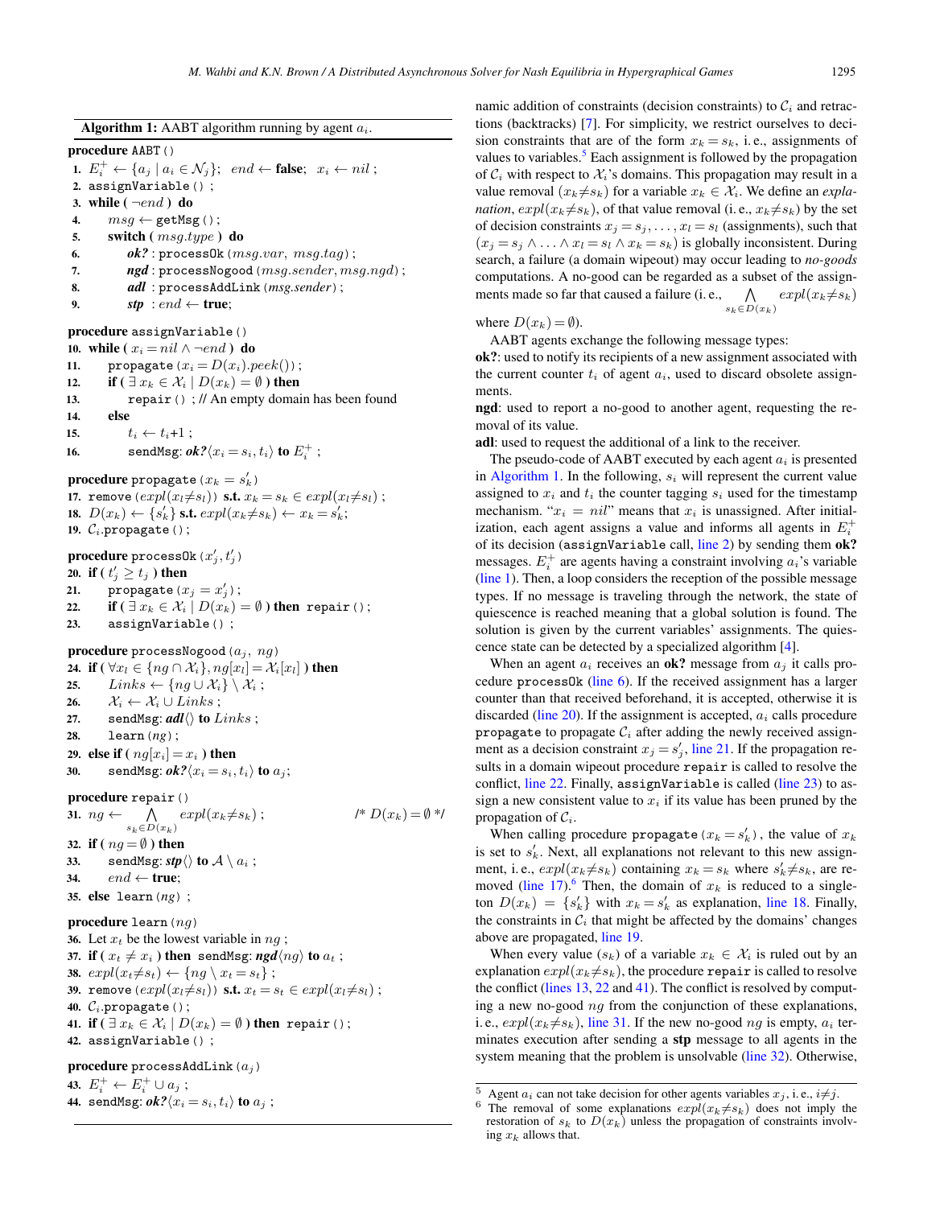**Algorithm 1:** AABT algorithm running by agent $a_i$.

```
procedure AABT()
1.  E_i^+ ← {a_j | a_i ∈ N_j};  end ← false;  x_i ← nil ;
2.  assignVariable() ;
3.  while ( ¬end ) do
4.      msg ← getMsg() ;
5.      switch ( msg.type ) do
6.          ok? : processOk(msg.var, msg.tag) ;
7.          ngd : processNogood(msg.sender, msg.ngd) ;
8.          adl : processAddLink(msg.sender) ;
9.          stp : end ← true;

procedure assignVariable()
10. while ( x_i = nil ∧ ¬end ) do
11.     propagate(x_i = D(x_i).peek()) ;
12.     if ( ∃ x_k ∈ X_i | D(x_k) = ∅ ) then
13.         repair() ; // An empty domain has been found
14.     else
15.         t_i ← t_i+1 ;
16.         sendMsg: ok?⟨x_i = s_i, t_i⟩ to E_i^+ ;

procedure propagate(x_k = s'_k)
17. remove(expl(x_l≠s_l)) s.t. x_k = s_k ∈ expl(x_l≠s_l) ;
18. D(x_k) ← {s'_k} s.t. expl(x_k≠s_k) ← x_k = s'_k;
19. C_i.propagate() ;

procedure processOk(x'_j, t'_j)
20. if ( t'_j ≥ t_j ) then
21.     propagate(x_j = x'_j) ;
22.     if ( ∃ x_k ∈ X_i | D(x_k) = ∅ ) then repair() ;
23.     assignVariable() ;

procedure processNogood(a_j, ng)
24. if ( ∀x_l ∈ {ng ∩ X_i}, ng[x_l] = X_i[x_l] ) then
25.     Links ← {ng ∪ X_i} \ X_i ;
26.     X_i ← X_i ∪ Links ;
27.     sendMsg: adl⟨⟩ to Links ;
28.     learn(ng) ;
29. else if ( ng[x_i] = x_i ) then
30.     sendMsg: ok?⟨x_i = s_i, t_i⟩ to a_j;

procedure repair()
31. ng ← ⋀_{s_k ∈ D(x_k)} expl(x_k≠s_k) ;        /* D(x_k) = ∅ */
32. if ( ng = ∅ ) then
33.     sendMsg: stp⟨⟩ to A \ a_i ;
34.     end ← true;
35. else learn(ng) ;

procedure learn(ng)
36. Let x_t be the lowest variable in ng ;
37. if ( x_t ≠ x_i ) then sendMsg: ngd⟨ng⟩ to a_t ;
38. expl(x_t≠s_t) ← {ng \ x_t = s_t} ;
39. remove(expl(x_l≠s_l)) s.t. x_t = s_t ∈ expl(x_l≠s_l) ;
40. C_i.propagate() ;
41. if ( ∃ x_k ∈ X_i | D(x_k) = ∅ ) then repair() ;
42. assignVariable() ;

procedure processAddLink(a_j)
43. E_i^+ ← E_i^+ ∪ a_j ;
44. sendMsg: ok?⟨x_i = s_i, t_i⟩ to a_j ;
```

namic addition of constraints (decision constraints) to $\mathcal{C}_i$ and retractions (backtracks) [7]. For simplicity, we restrict ourselves to decision constraints that are of the form $x_k = s_k$, i. e., assignments of values to variables.[5] Each assignment is followed by the propagation of $\mathcal{C}_i$ with respect to $\mathcal{X}_i$'s domains. This propagation may result in a value removal ($x_k \neq s_k$) for a variable $x_k \in \mathcal{X}_i$. We define an *explanation*, $expl(x_k \neq s_k)$, of that value removal (i. e., $x_k \neq s_k$) by the set of decision constraints $x_j = s_j, \ldots, x_l = s_l$ (assignments), such that $(x_j = s_j \wedge \ldots \wedge x_l = s_l \wedge x_k = s_k)$ is globally inconsistent. During search, a failure (a domain wipeout) may occur leading to *no-goods* computations. A no-good can be regarded as a subset of the assignments made so far that caused a failure (i. e., $\bigwedge_{s_k \in D(x_k)} expl(x_k \neq s_k)$ where $D(x_k) = \emptyset$).

AABT agents exchange the following message types:

**ok?**: used to notify its recipients of a new assignment associated with the current counter $t_i$ of agent $a_i$, used to discard obsolete assignments.

**ngd**: used to report a no-good to another agent, requesting the removal of its value.

**adl**: used to request the additional of a link to the receiver.

The pseudo-code of AABT executed by each agent $a_i$ is presented in Algorithm 1. In the following, $s_i$ will represent the current value assigned to $x_i$ and $t_i$ the counter tagging $s_i$ used for the timestamp mechanism. "$x_i = nil$" means that $x_i$ is unassigned. After initialization, each agent assigns a value and informs all agents in $E_i^+$ of its decision (`assignVariable` call, line 2) by sending them **ok?** messages. $E_i^+$ are agents having a constraint involving $a_i$'s variable (line 1). Then, a loop considers the reception of the possible message types. If no message is traveling through the network, the state of quiescence is reached meaning that a global solution is found. The solution is given by the current variables' assignments. The quiescence state can be detected by a specialized algorithm [4].

When an agent $a_i$ receives an **ok?** message from $a_j$ it calls procedure `processOk` (line 6). If the received assignment has a larger counter than that received beforehand, it is accepted, otherwise it is discarded (line 20). If the assignment is accepted, $a_i$ calls procedure `propagate` to propagate $\mathcal{C}_i$ after adding the newly received assignment as a decision constraint $x_j = s'_j$, line 21. If the propagation results in a domain wipeout procedure `repair` is called to resolve the conflict, line 22. Finally, `assignVariable` is called (line 23) to assign a new consistent value to $x_i$ if its value has been pruned by the propagation of $\mathcal{C}_i$.

When calling procedure `propagate`$(x_k = s'_k)$, the value of $x_k$ is set to $s'_k$. Next, all explanations not relevant to this new assignment, i. e., $expl(x_l \neq s_l)$ containing $x_k = s_k$ where $s'_k \neq s_k$, are removed (line 17).[6] Then, the domain of $x_k$ is reduced to a singleton $D(x_k) = \{s'_k\}$ with $x_k = s'_k$ as explanation, line 18. Finally, the constraints in $\mathcal{C}_i$ that might be affected by the domains' changes above are propagated, line 19.

When every value ($s_k$) of a variable $x_k \in \mathcal{X}_i$ is ruled out by an explanation $expl(x_k \neq s_k)$, the procedure `repair` is called to resolve the conflict (lines 13, 22 and 41). The conflict is resolved by computing a new no-good $ng$ from the conjunction of these explanations, i. e., $expl(x_k \neq s_k)$, line 31. If the new no-good $ng$ is empty, $a_i$ terminates execution after sending a **stp** message to all agents in the system meaning that the problem is unsolvable (line 32). Otherwise,

[5] Agent $a_i$ can not take decision for other agents variables $x_j$, i. e., $i \neq j$.

[6] The removal of some explanations $expl(x_k \neq s_k)$ does not imply the restoration of $s_k$ to $D(x_k)$ unless the propagation of constraints involving $x_k$ allows that.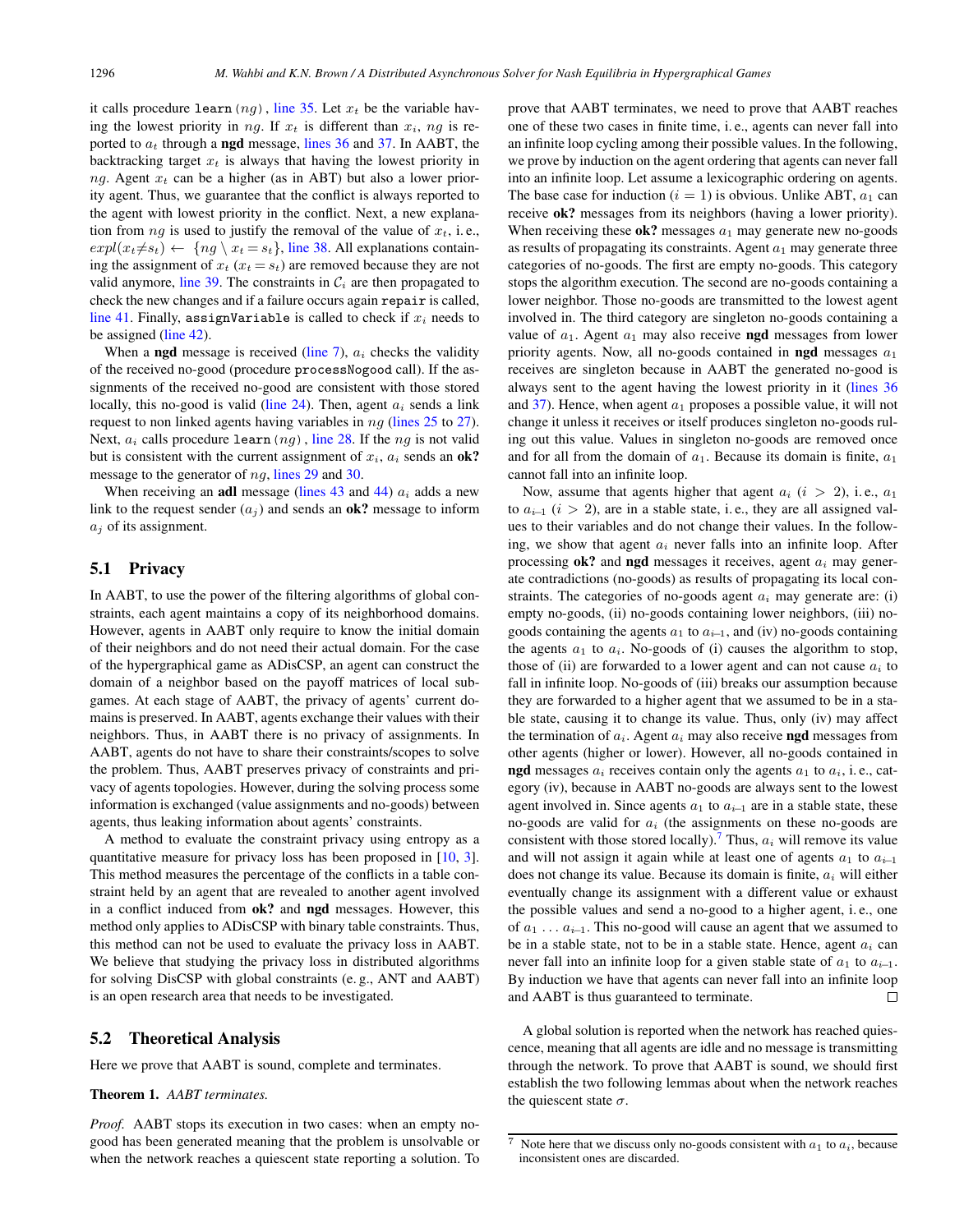it calls procedure learn$(ng)$, line 35. Let $x_t$ be the variable having the lowest priority in $ng$. If $x_t$ is different than $x_i$, $ng$ is reported to $a_t$ through a **ngd** message, lines 36 and 37. In AABT, the backtracking target $x_t$ is always that having the lowest priority in $ng$. Agent $x_t$ can be a higher (as in ABT) but also a lower priority agent. Thus, we guarantee that the conflict is always reported to the agent with lowest priority in the conflict. Next, a new explanation from $ng$ is used to justify the removal of the value of $x_t$, i. e., $expl(x_t \neq s_t) \leftarrow \{ng \setminus x_t = s_t\}$, line 38. All explanations containing the assignment of $x_t$ ($x_t = s_t$) are removed because they are not valid anymore, line 39. The constraints in $\mathcal{C}_i$ are then propagated to check the new changes and if a failure occurs again repair is called, line 41. Finally, assignVariable is called to check if $x_i$ needs to be assigned (line 42).

When a **ngd** message is received (line 7), $a_i$ checks the validity of the received no-good (procedure processNogood call). If the assignments of the received no-good are consistent with those stored locally, this no-good is valid (line 24). Then, agent $a_i$ sends a link request to non linked agents having variables in $ng$ (lines 25 to 27). Next, $a_i$ calls procedure learn$(ng)$, line 28. If the $ng$ is not valid but is consistent with the current assignment of $x_i$, $a_i$ sends an **ok?** message to the generator of $ng$, lines 29 and 30.

When receiving an **adl** message (lines 43 and 44) $a_i$ adds a new link to the request sender ($a_j$) and sends an **ok?** message to inform $a_j$ of its assignment.

## 5.1 Privacy

In AABT, to use the power of the filtering algorithms of global constraints, each agent maintains a copy of its neighborhood domains. However, agents in AABT only require to know the initial domain of their neighbors and do not need their actual domain. For the case of the hypergraphical game as ADisCSP, an agent can construct the domain of a neighbor based on the payoff matrices of local subgames. At each stage of AABT, the privacy of agents' current domains is preserved. In AABT, agents exchange their values with their neighbors. Thus, in AABT there is no privacy of assignments. In AABT, agents do not have to share their constraints/scopes to solve the problem. Thus, AABT preserves privacy of constraints and privacy of agents topologies. However, during the solving process some information is exchanged (value assignments and no-goods) between agents, thus leaking information about agents' constraints.

A method to evaluate the constraint privacy using entropy as a quantitative measure for privacy loss has been proposed in [10, 3]. This method measures the percentage of the conflicts in a table constraint held by an agent that are revealed to another agent involved in a conflict induced from **ok?** and **ngd** messages. However, this method only applies to ADisCSP with binary table constraints. Thus, this method can not be used to evaluate the privacy loss in AABT. We believe that studying the privacy loss in distributed algorithms for solving DisCSP with global constraints (e. g., ANT and AABT) is an open research area that needs to be investigated.

## 5.2 Theoretical Analysis

Here we prove that AABT is sound, complete and terminates.

**Theorem 1.** *AABT terminates.*

*Proof.* AABT stops its execution in two cases: when an empty no-good has been generated meaning that the problem is unsolvable or when the network reaches a quiescent state reporting a solution. To prove that AABT terminates, we need to prove that AABT reaches one of these two cases in finite time, i. e., agents can never fall into an infinite loop cycling among their possible values. In the following, we prove by induction on the agent ordering that agents can never fall into an infinite loop. Let assume a lexicographic ordering on agents. The base case for induction ($i = 1$) is obvious. Unlike ABT, $a_1$ can receive **ok?** messages from its neighbors (having a lower priority). When receiving these **ok?** messages $a_1$ may generate new no-goods as results of propagating its constraints. Agent $a_1$ may generate three categories of no-goods. The first are empty no-goods. This category stops the algorithm execution. The second are no-goods containing a lower neighbor. Those no-goods are transmitted to the lowest agent involved in. The third category are singleton no-goods containing a value of $a_1$. Agent $a_1$ may also receive **ngd** messages from lower priority agents. Now, all no-goods contained in **ngd** messages $a_1$ receives are singleton because in AABT the generated no-good is always sent to the agent having the lowest priority in it (lines 36 and 37). Hence, when agent $a_1$ proposes a possible value, it will not change it unless it receives or itself produces singleton no-goods ruling out this value. Values in singleton no-goods are removed once and for all from the domain of $a_1$. Because its domain is finite, $a_1$ cannot fall into an infinite loop.

Now, assume that agents higher that agent $a_i$ ($i > 2$), i. e., $a_1$ to $a_{i-1}$ ($i > 2$), are in a stable state, i. e., they are all assigned values to their variables and do not change their values. In the following, we show that agent $a_i$ never falls into an infinite loop. After processing **ok?** and **ngd** messages it receives, agent $a_i$ may generate contradictions (no-goods) as results of propagating its local constraints. The categories of no-goods agent $a_i$ may generate are: (i) empty no-goods, (ii) no-goods containing lower neighbors, (iii) no-goods containing the agents $a_1$ to $a_{i-1}$, and (iv) no-goods containing the agents $a_1$ to $a_i$. No-goods of (i) causes the algorithm to stop, those of (ii) are forwarded to a lower agent and can not cause $a_i$ to fall in infinite loop. No-goods of (iii) breaks our assumption because they are forwarded to a higher agent that we assumed to be in a stable state, causing it to change its value. Thus, only (iv) may affect the termination of $a_i$. Agent $a_i$ may also receive **ngd** messages from other agents (higher or lower). However, all no-goods contained in **ngd** messages $a_i$ receives contain only the agents $a_1$ to $a_i$, i. e., category (iv), because in AABT no-goods are always sent to the lowest agent involved in. Since agents $a_1$ to $a_{i-1}$ are in a stable state, these no-goods are valid for $a_i$ (the assignments on these no-goods are consistent with those stored locally).[7] Thus, $a_i$ will remove its value and will not assign it again while at least one of agents $a_1$ to $a_{i-1}$ does not change its value. Because its domain is finite, $a_i$ will either eventually change its assignment with a different value or exhaust the possible values and send a no-good to a higher agent, i. e., one of $a_1 \ldots a_{i-1}$. This no-good will cause an agent that we assumed to be in a stable state, not to be in a stable state. Hence, agent $a_i$ can never fall into an infinite loop for a given stable state of $a_1$ to $a_{i-1}$. By induction we have that agents can never fall into an infinite loop and AABT is thus guaranteed to terminate. □

A global solution is reported when the network has reached quiescence, meaning that all agents are idle and no message is transmitting through the network. To prove that AABT is sound, we should first establish the two following lemmas about when the network reaches the quiescent state $\sigma$.

[7] Note here that we discuss only no-goods consistent with $a_1$ to $a_i$, because inconsistent ones are discarded.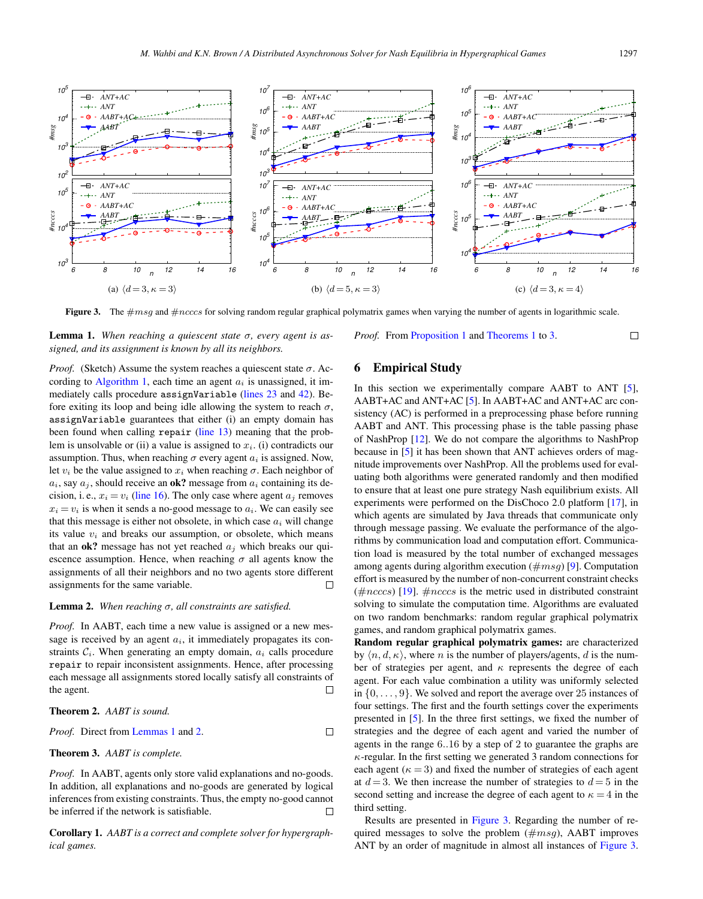Figure 3. The $\#msg$ and $\#ncccs$ for solving random regular graphical polymatrix games when varying the number of agents in logarithmic scale.

(a) $\langle d=3, \kappa=3 \rangle$ (b) $\langle d=5, \kappa=3 \rangle$ (c) $\langle d=3, \kappa=4 \rangle$

**Lemma 1.** *When reaching a quiescent state $\sigma$, every agent is assigned, and its assignment is known by all its neighbors.*

*Proof.* (Sketch) Assume the system reaches a quiescent state $\sigma$. According to Algorithm 1, each time an agent $a_i$ is unassigned, it immediately calls procedure `assignVariable` (lines 23 and 42). Before exiting its loop and being idle allowing the system to reach $\sigma$, `assignVariable` guarantees that either (i) an empty domain has been found when calling `repair` (line 13) meaning that the problem is unsolvable or (ii) a value is assigned to $x_i$. (i) contradicts our assumption. Thus, when reaching $\sigma$ every agent $a_i$ is assigned. Now, let $v_i$ be the value assigned to $x_i$ when reaching $\sigma$. Each neighbor of $a_i$, say $a_j$, should receive an **ok?** message from $a_i$ containing its decision, i. e., $x_i = v_i$ (line 16). The only case where agent $a_j$ removes $x_i = v_i$ is when it sends a no-good message to $a_i$. We can easily see that this message is either not obsolete, in which case $a_i$ will change its value $v_i$ and breaks our assumption, or obsolete, which means that an **ok?** message has not yet reached $a_j$ which breaks our quiescence assumption. Hence, when reaching $\sigma$ all agents know the assignments of all their neighbors and no two agents store different assignments for the same variable. □

**Lemma 2.** *When reaching $\sigma$, all constraints are satisfied.*

*Proof.* In AABT, each time a new value is assigned or a new message is received by an agent $a_i$, it immediately propagates its constraints $\mathcal{C}_i$. When generating an empty domain, $a_i$ calls procedure `repair` to repair inconsistent assignments. Hence, after processing each message all assignments stored locally satisfy all constraints of the agent. □

**Theorem 2.** *AABT is sound.*

*Proof.* Direct from Lemmas 1 and 2. □

**Theorem 3.** *AABT is complete.*

*Proof.* In AABT, agents only store valid explanations and no-goods. In addition, all explanations and no-goods are generated by logical inferences from existing constraints. Thus, the empty no-good cannot be inferred if the network is satisfiable. □

**Corollary 1.** *AABT is a correct and complete solver for hypergraphical games.*

*Proof.* From Proposition 1 and Theorems 1 to 3. □

## 6 Empirical Study

In this section we experimentally compare AABT to ANT [5], AABT+AC and ANT+AC [5]. In AABT+AC and ANT+AC arc consistency (AC) is performed in a preprocessing phase before running AABT and ANT. This processing phase is the table passing phase of NashProp [12]. We do not compare the algorithms to NashProp because in [5] it has been shown that ANT achieves orders of magnitude improvements over NashProp. All the problems used for evaluating both algorithms were generated randomly and then modified to ensure that at least one pure strategy Nash equilibrium exists. All experiments were performed on the DisChoco 2.0 platform [17], in which agents are simulated by Java threads that communicate only through message passing. We evaluate the performance of the algorithms by communication load and computation effort. Communication load is measured by the total number of exchanged messages among agents during algorithm execution ($\#msg$) [9]. Computation effort is measured by the number of non-concurrent constraint checks ($\#ncccs$) [19]. $\#ncccs$ is the metric used in distributed constraint solving to simulate the computation time. Algorithms are evaluated on two random benchmarks: random regular graphical polymatrix games, and random graphical polymatrix games.

**Random regular graphical polymatrix games:** are characterized by $\langle n, d, \kappa \rangle$, where $n$ is the number of players/agents, $d$ is the number of strategies per agent, and $\kappa$ represents the degree of each agent. For each value combination a utility was uniformly selected in $\{0, \dots, 9\}$. We solved and report the average over 25 instances of four settings. The first and the fourth settings cover the experiments presented in [5]. In the three first settings, we fixed the number of strategies and the degree of each agent and varied the number of agents in the range 6..16 by a step of 2 to guarantee the graphs are $\kappa$-regular. In the first setting we generated 3 random connections for each agent ($\kappa = 3$) and fixed the number of strategies of each agent at $d = 3$. We then increase the number of strategies to $d = 5$ in the second setting and increase the degree of each agent to $\kappa = 4$ in the third setting.

Results are presented in Figure 3. Regarding the number of required messages to solve the problem ($\#msg$), AABT improves ANT by an order of magnitude in almost all instances of Figure 3.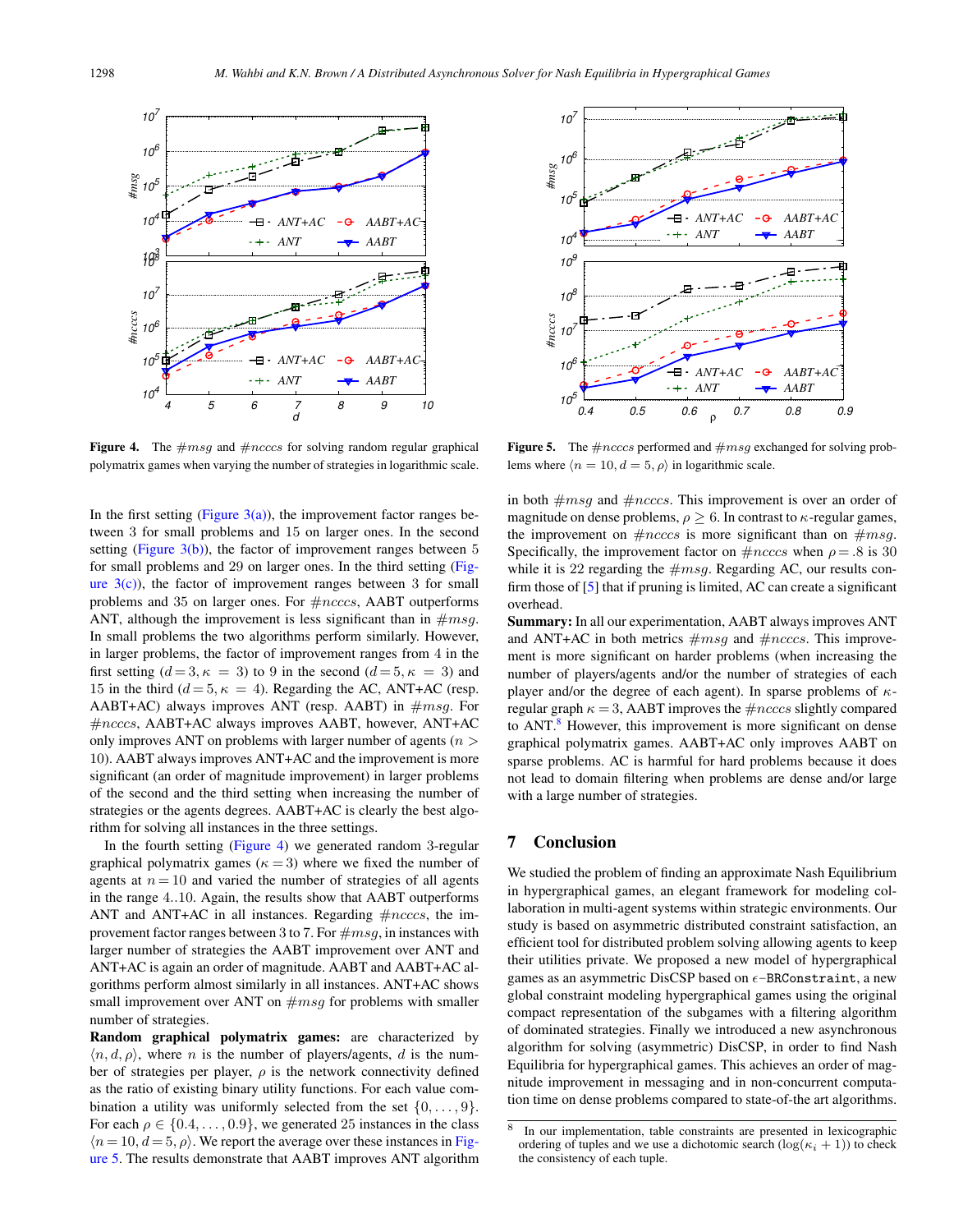**Figure 4.** The $\#msg$ and $\#ncccs$ for solving random regular graphical polymatrix games when varying the number of strategies in logarithmic scale.

**Figure 5.** The $\#ncccs$ performed and $\#msg$ exchanged for solving problems where $\langle n = 10, d = 5, \rho \rangle$ in logarithmic scale.

In the first setting (Figure 3(a)), the improvement factor ranges between 3 for small problems and 15 on larger ones. In the second setting (Figure 3(b)), the factor of improvement ranges between 5 for small problems and 29 on larger ones. In the third setting (Figure 3(c)), the factor of improvement ranges between 3 for small problems and 35 on larger ones. For $\#ncccs$, AABT outperforms ANT, although the improvement is less significant than in $\#msg$. In small problems the two algorithms perform similarly. However, in larger problems, the factor of improvement ranges from 4 in the first setting ($d = 3, \kappa = 3$) to 9 in the second ($d = 5, \kappa = 3$) and 15 in the third ($d = 5, \kappa = 4$). Regarding the AC, ANT+AC (resp. AABT+AC) always improves ANT (resp. AABT) in $\#msg$. For $\#ncccs$, AABT+AC always improves AABT, however, ANT+AC only improves ANT on problems with larger number of agents ($n > 10$). AABT always improves ANT+AC and the improvement is more significant (an order of magnitude improvement) in larger problems of the second and the third setting when increasing the number of strategies or the agents degrees. AABT+AC is clearly the best algorithm for solving all instances in the three settings.

In the fourth setting (Figure 4) we generated random 3-regular graphical polymatrix games ($\kappa = 3$) where we fixed the number of agents at $n = 10$ and varied the number of strategies of all agents in the range $4..10$. Again, the results show that AABT outperforms ANT and ANT+AC in all instances. Regarding $\#ncccs$, the improvement factor ranges between 3 to 7. For $\#msg$, in instances with larger number of strategies the AABT improvement over ANT and ANT+AC is again an order of magnitude. AABT and AABT+AC algorithms perform almost similarly in all instances. ANT+AC shows small improvement over ANT on $\#msg$ for problems with smaller number of strategies.

**Random graphical polymatrix games:** are characterized by $\langle n, d, \rho \rangle$, where $n$ is the number of players/agents, $d$ is the number of strategies per player, $\rho$ is the network connectivity defined as the ratio of existing binary utility functions. For each value combination a utility was uniformly selected from the set $\{0, \ldots, 9\}$. For each $\rho \in \{0.4, \ldots, 0.9\}$, we generated 25 instances in the class $\langle n = 10, d = 5, \rho \rangle$. We report the average over these instances in Figure 5. The results demonstrate that AABT improves ANT algorithm in both $\#msg$ and $\#ncccs$. This improvement is over an order of magnitude on dense problems, $\rho \geq 6$. In contrast to $\kappa$-regular games, the improvement on $\#ncccs$ is more significant than on $\#msg$. Specifically, the improvement factor on $\#ncccs$ when $\rho = .8$ is 30 while it is 22 regarding the $\#msg$. Regarding AC, our results confirm those of [5] that if pruning is limited, AC can create a significant overhead.

**Summary:** In all our experimentation, AABT always improves ANT and ANT+AC in both metrics $\#msg$ and $\#ncccs$. This improvement is more significant on harder problems (when increasing the number of players/agents and/or the number of strategies of each player and/or the degree of each agent). In sparse problems of $\kappa$-regular graph $\kappa = 3$, AABT improves the $\#ncccs$ slightly compared to ANT.[8] However, this improvement is more significant on dense graphical polymatrix games. AABT+AC only improves AABT on sparse problems. AC is harmful for hard problems because it does not lead to domain filtering when problems are dense and/or large with a large number of strategies.

## 7 Conclusion

We studied the problem of finding an approximate Nash Equilibrium in hypergraphical games, an elegant framework for modeling collaboration in multi-agent systems within strategic environments. Our study is based on asymmetric distributed constraint satisfaction, an efficient tool for distributed problem solving allowing agents to keep their utilities private. We proposed a new model of hypergraphical games as an asymmetric DisCSP based on $\epsilon$-`BRConstraint`, a new global constraint modeling hypergraphical games using the original compact representation of the subgames with a filtering algorithm of dominated strategies. Finally we introduced a new asynchronous algorithm for solving (asymmetric) DisCSP, in order to find Nash Equilibria for hypergraphical games. This achieves an order of magnitude improvement in messaging and in non-concurrent computation time on dense problems compared to state-of-the-art algorithms.

[8] In our implementation, table constraints are presented in lexicographic ordering of tuples and we use a dichotomic search ($\log(\kappa_i + 1)$) to check the consistency of each tuple.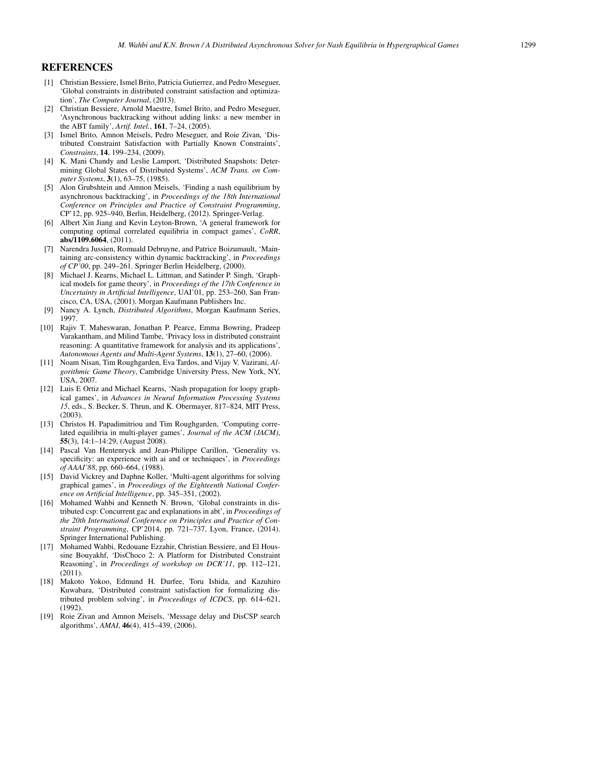## REFERENCES

[1] Christian Bessiere, Ismel Brito, Patricia Gutierrez, and Pedro Meseguer, 'Global constraints in distributed constraint satisfaction and optimization', *The Computer Journal*, (2013).

[2] Christian Bessiere, Arnold Maestre, Ismel Brito, and Pedro Meseguer, 'Asynchronous backtracking without adding links: a new member in the ABT family', *Artif. Intel.*, **161**, 7–24, (2005).

[3] Ismel Brito, Amnon Meisels, Pedro Meseguer, and Roie Zivan, 'Distributed Constraint Satisfaction with Partially Known Constraints', *Constraints*, **14**, 199–234, (2009).

[4] K. Mani Chandy and Leslie Lamport, 'Distributed Snapshots: Determining Global States of Distributed Systems', *ACM Trans. on Computer Systems*, **3**(1), 63–75, (1985).

[5] Alon Grubshtein and Amnon Meisels, 'Finding a nash equilibrium by asynchronous backtracking', in *Proceedings of the 18th International Conference on Principles and Practice of Constraint Programming*, CP'12, pp. 925–940, Berlin, Heidelberg, (2012). Springer-Verlag.

[6] Albert Xin Jiang and Kevin Leyton-Brown, 'A general framework for computing optimal correlated equilibria in compact games', *CoRR*, **abs/1109.6064**, (2011).

[7] Narendra Jussien, Romuald Debruyne, and Patrice Boizumault, 'Maintaining arc-consistency within dynamic backtracking', in *Proceedings of CP'00*, pp. 249–261. Springer Berlin Heidelberg, (2000).

[8] Michael J. Kearns, Michael L. Littman, and Satinder P. Singh, 'Graphical models for game theory', in *Proceedings of the 17th Conference in Uncertainty in Artificial Intelligence*, UAI'01, pp. 253–260, San Francisco, CA, USA, (2001). Morgan Kaufmann Publishers Inc.

[9] Nancy A. Lynch, *Distributed Algorithms*, Morgan Kaufmann Series, 1997.

[10] Rajiv T. Maheswaran, Jonathan P. Pearce, Emma Bowring, Pradeep Varakantham, and Milind Tambe, 'Privacy loss in distributed constraint reasoning: A quantitative framework for analysis and its applications', *Autonomous Agents and Multi-Agent Systems*, **13**(1), 27–60, (2006).

[11] Noam Nisan, Tim Roughgarden, Eva Tardos, and Vijay V. Vazirani, *Algorithmic Game Theory*, Cambridge University Press, New York, NY, USA, 2007.

[12] Luis E Ortiz and Michael Kearns, 'Nash propagation for loopy graphical games', in *Advances in Neural Information Processing Systems 15*, eds., S. Becker, S. Thrun, and K. Obermayer, 817–824, MIT Press, (2003).

[13] Christos H. Papadimitriou and Tim Roughgarden, 'Computing correlated equilibria in multi-player games', *Journal of the ACM (JACM)*, **55**(3), 14:1–14:29, (August 2008).

[14] Pascal Van Hentenryck and Jean-Philippe Carillon, 'Generality vs. specificity: an experience with ai and or techniques', in *Proceedings of AAAI'88*, pp. 660–664, (1988).

[15] David Vickrey and Daphne Koller, 'Multi-agent algorithms for solving graphical games', in *Proceedings of the Eighteenth National Conference on Artificial Intelligence*, pp. 345–351, (2002).

[16] Mohamed Wahbi and Kenneth N. Brown, 'Global constraints in distributed csp: Concurrent gac and explanations in abt', in *Proceedings of the 20th International Conference on Principles and Practice of Constraint Programming*, CP'2014, pp. 721–737, Lyon, France, (2014). Springer International Publishing.

[17] Mohamed Wahbi, Redouane Ezzahir, Christian Bessiere, and El Houssine Bouyakhf, 'DisChoco 2: A Platform for Distributed Constraint Reasoning', in *Proceedings of workshop on DCR'11*, pp. 112–121, (2011).

[18] Makoto Yokoo, Edmund H. Durfee, Toru Ishida, and Kazuhiro Kuwabara, 'Distributed constraint satisfaction for formalizing distributed problem solving', in *Proceedings of ICDCS*, pp. 614–621, (1992).

[19] Roie Zivan and Amnon Meisels, 'Message delay and DisCSP search algorithms', *AMAI*, **46**(4), 415–439, (2006).